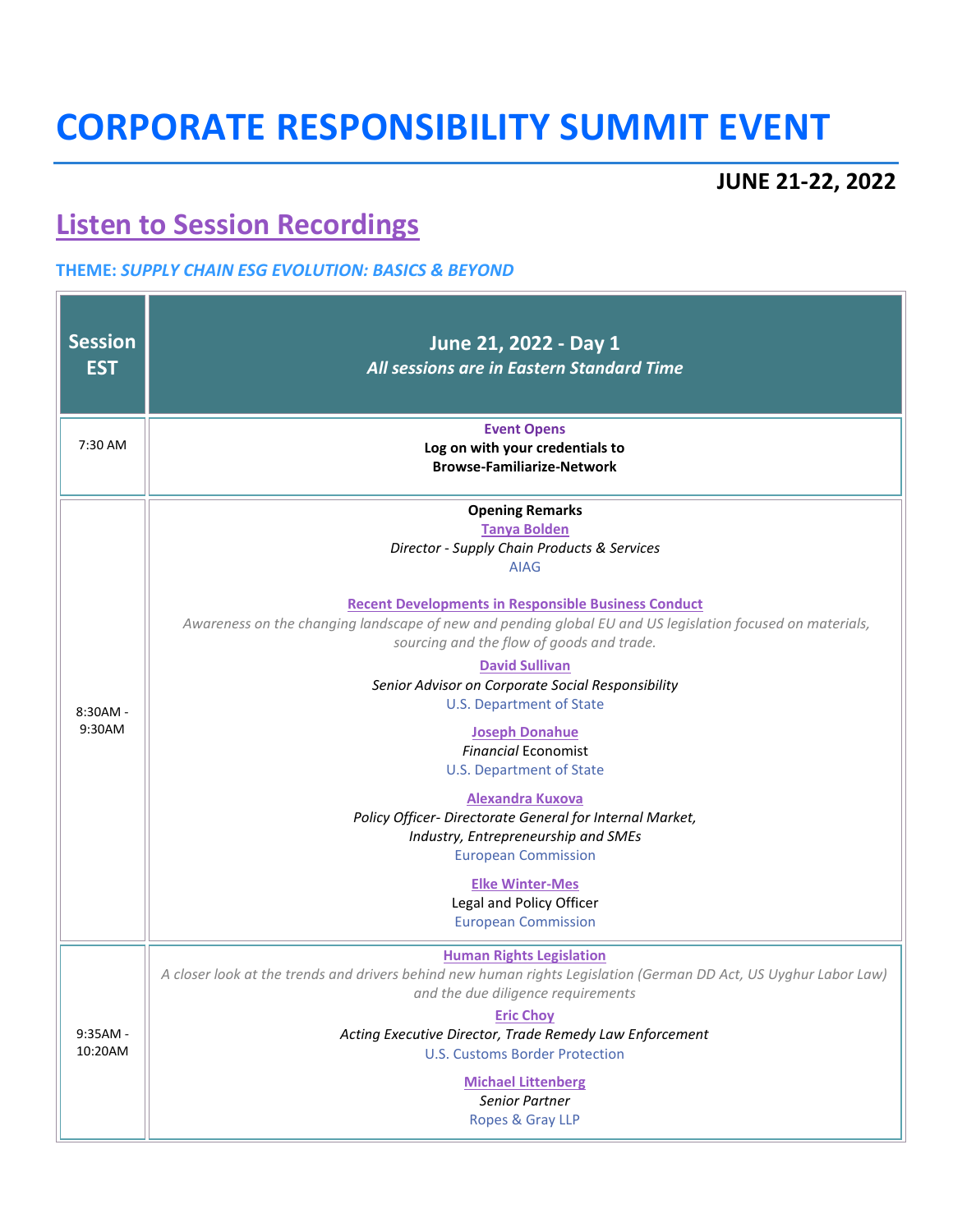# CORPORATE RESPONSIBILITY SUMMIT EVENT

**JUNE 21-22, 2022**

## Listen to Session Recordings

**THEME:** ***SUPPLY CHAIN ESG EVOLUTION: BASICS & BEYOND***

| Session EST | June 21, 2022 - Day 1<br>*All sessions are in Eastern Standard Time* |
|---|---|
| 7:30 AM | **Event Opens**<br>**Log on with your credentials to**<br>**Browse-Familiarize-Network** |
| 8:30AM - 9:30AM | **Opening Remarks**<br>**Tanya Bolden**<br>*Director - Supply Chain Products & Services*<br>AIAG<br><br>**Recent Developments in Responsible Business Conduct**<br>*Awareness on the changing landscape of new and pending global EU and US legislation focused on materials, sourcing and the flow of goods and trade.*<br><br>**David Sullivan**<br>*Senior Advisor on Corporate Social Responsibility*<br>U.S. Department of State<br><br>**Joseph Donahue**<br>*Financial* Economist<br>U.S. Department of State<br><br>**Alexandra Kuxova**<br>*Policy Officer- Directorate General for Internal Market, Industry, Entrepreneurship and SMEs*<br>European Commission<br><br>**Elke Winter-Mes**<br>Legal and Policy Officer<br>European Commission |
| 9:35AM - 10:20AM | **Human Rights Legislation**<br>*A closer look at the trends and drivers behind new human rights Legislation (German DD Act, US Uyghur Labor Law) and the due diligence requirements*<br><br>**Eric Choy**<br>*Acting Executive Director, Trade Remedy Law Enforcement*<br>U.S. Customs Border Protection<br><br>**Michael Littenberg**<br>*Senior Partner*<br>Ropes & Gray LLP |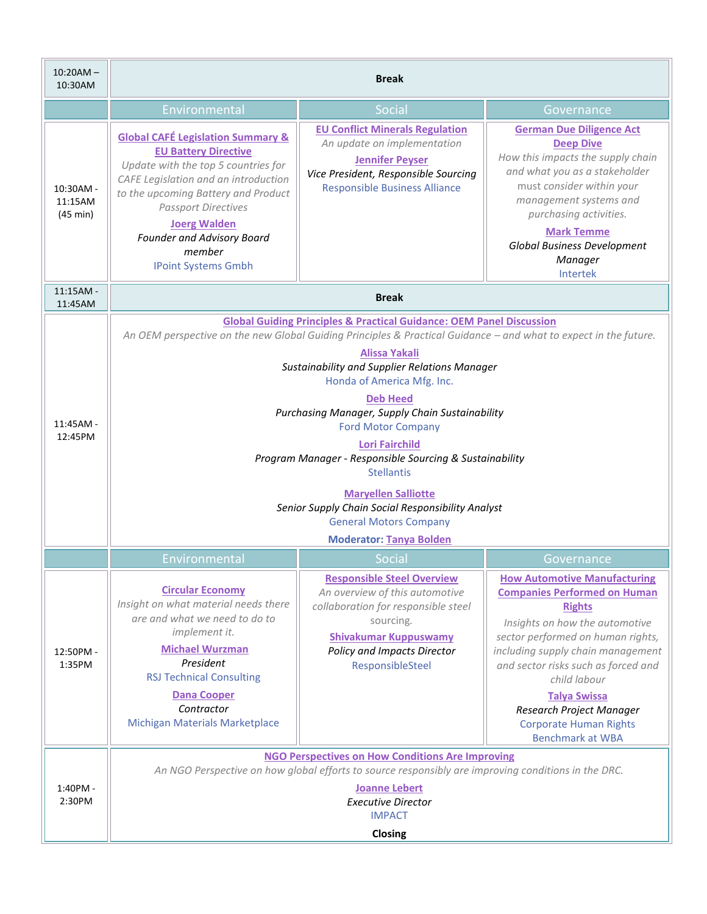| | | | |
|---|---|---|---|
| 10:20AM – 10:30AM | **Break** | | |
| | Environmental | Social | Governance |
| 10:30AM - 11:15AM (45 min) | **Global CAFÉ Legislation Summary & EU Battery Directive**<br>*Update with the top 5 countries for CAFE Legislation and an introduction to the upcoming Battery and Product Passport Directives*<br>**Joerg Walden**<br>*Founder and Advisory Board member*<br>IPoint Systems Gmbh | **EU Conflict Minerals Regulation**<br>*An update on implementation*<br>**Jennifer Peyser**<br>*Vice President, Responsible Sourcing*<br>Responsible Business Alliance | **German Due Diligence Act Deep Dive**<br>*How this impacts the supply chain and what you as a stakeholder must consider within your management systems and purchasing activities.*<br>**Mark Temme**<br>*Global Business Development Manager*<br>Intertek |
| 11:15AM - 11:45AM | **Break** | | |
| 11:45AM - 12:45PM | **Global Guiding Principles & Practical Guidance: OEM Panel Discussion**<br>*An OEM perspective on the new Global Guiding Principles & Practical Guidance – and what to expect in the future.*<br>**Alissa Yakali**<br>*Sustainability and Supplier Relations Manager*<br>Honda of America Mfg. Inc.<br>**Deb Heed**<br>*Purchasing Manager, Supply Chain Sustainability*<br>Ford Motor Company<br>**Lori Fairchild**<br>*Program Manager - Responsible Sourcing & Sustainability*<br>Stellantis<br>**Maryellen Salliotte**<br>*Senior Supply Chain Social Responsibility Analyst*<br>General Motors Company<br>**Moderator: Tanya Bolden** | | |
| | Environmental | Social | Governance |
| 12:50PM - 1:35PM | **Circular Economy**<br>*Insight on what material needs there are and what we need to do to implement it.*<br>**Michael Wurzman**<br>*President*<br>RSJ Technical Consulting<br>**Dana Cooper**<br>*Contractor*<br>Michigan Materials Marketplace | **Responsible Steel Overview**<br>*An overview of this automotive collaboration for responsible steel sourcing.*<br>**Shivakumar Kuppuswamy**<br>*Policy and Impacts Director*<br>ResponsibleSteel | **How Automotive Manufacturing Companies Performed on Human Rights**<br>*Insights on how the automotive sector performed on human rights, including supply chain management and sector risks such as forced and child labour*<br>**Talya Swissa**<br>*Research Project Manager*<br>Corporate Human Rights Benchmark at WBA |
| 1:40PM - 2:30PM | **NGO Perspectives on How Conditions Are Improving**<br>*An NGO Perspective on how global efforts to source responsibly are improving conditions in the DRC.*<br>**Joanne Lebert**<br>*Executive Director*<br>IMPACT<br>**Closing** | | |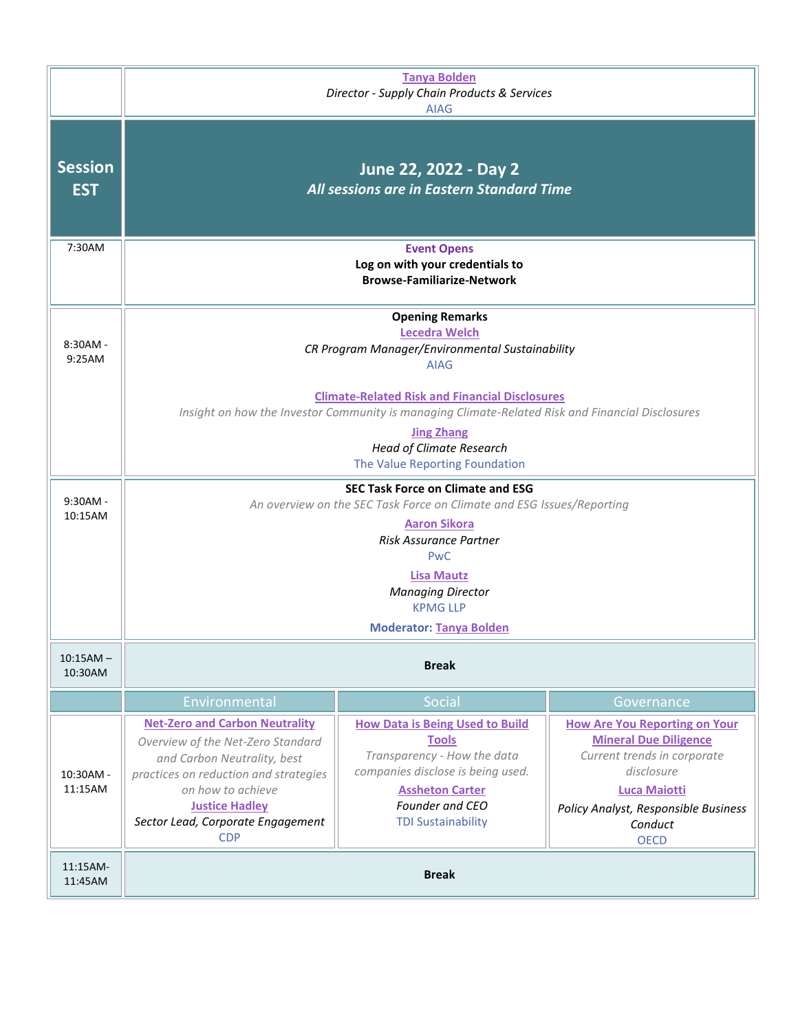| | | | |
|---|---|---|---|
| | **Tanya Bolden**<br>*Director - Supply Chain Products & Services*<br>AIAG | | |
| **Session EST** | **June 22, 2022 - Day 2**<br>***All sessions are in Eastern Standard Time*** | | |
| 7:30AM | **Event Opens**<br>**Log on with your credentials to Browse-Familiarize-Network** | | |
| 8:30AM - 9:25AM | **Opening Remarks**<br>**Lecedra Welch**<br>*CR Program Manager/Environmental Sustainability*<br>AIAG<br><br>**Climate-Related Risk and Financial Disclosures**<br>*Insight on how the Investor Community is managing Climate-Related Risk and Financial Disclosures*<br>**Jing Zhang**<br>*Head of Climate Research*<br>The Value Reporting Foundation | | |
| 9:30AM - 10:15AM | **SEC Task Force on Climate and ESG**<br>*An overview on the SEC Task Force on Climate and ESG Issues/Reporting*<br>**Aaron Sikora**<br>*Risk Assurance Partner*<br>PwC<br>**Lisa Mautz**<br>*Managing Director*<br>KPMG LLP<br>**Moderator: Tanya Bolden** | | |
| 10:15AM – 10:30AM | **Break** | | |
| | Environmental | Social | Governance |
| 10:30AM - 11:15AM | **Net-Zero and Carbon Neutrality**<br>*Overview of the Net-Zero Standard and Carbon Neutrality, best practices on reduction and strategies on how to achieve*<br>**Justice Hadley**<br>*Sector Lead, Corporate Engagement*<br>CDP | **How Data is Being Used to Build Tools**<br>*Transparency - How the data companies disclose is being used.*<br>**Assheton Carter**<br>*Founder and CEO*<br>TDI Sustainability | **How Are You Reporting on Your Mineral Due Diligence**<br>*Current trends in corporate disclosure*<br>**Luca Maiotti**<br>*Policy Analyst, Responsible Business Conduct*<br>OECD |
| 11:15AM-11:45AM | **Break** | | |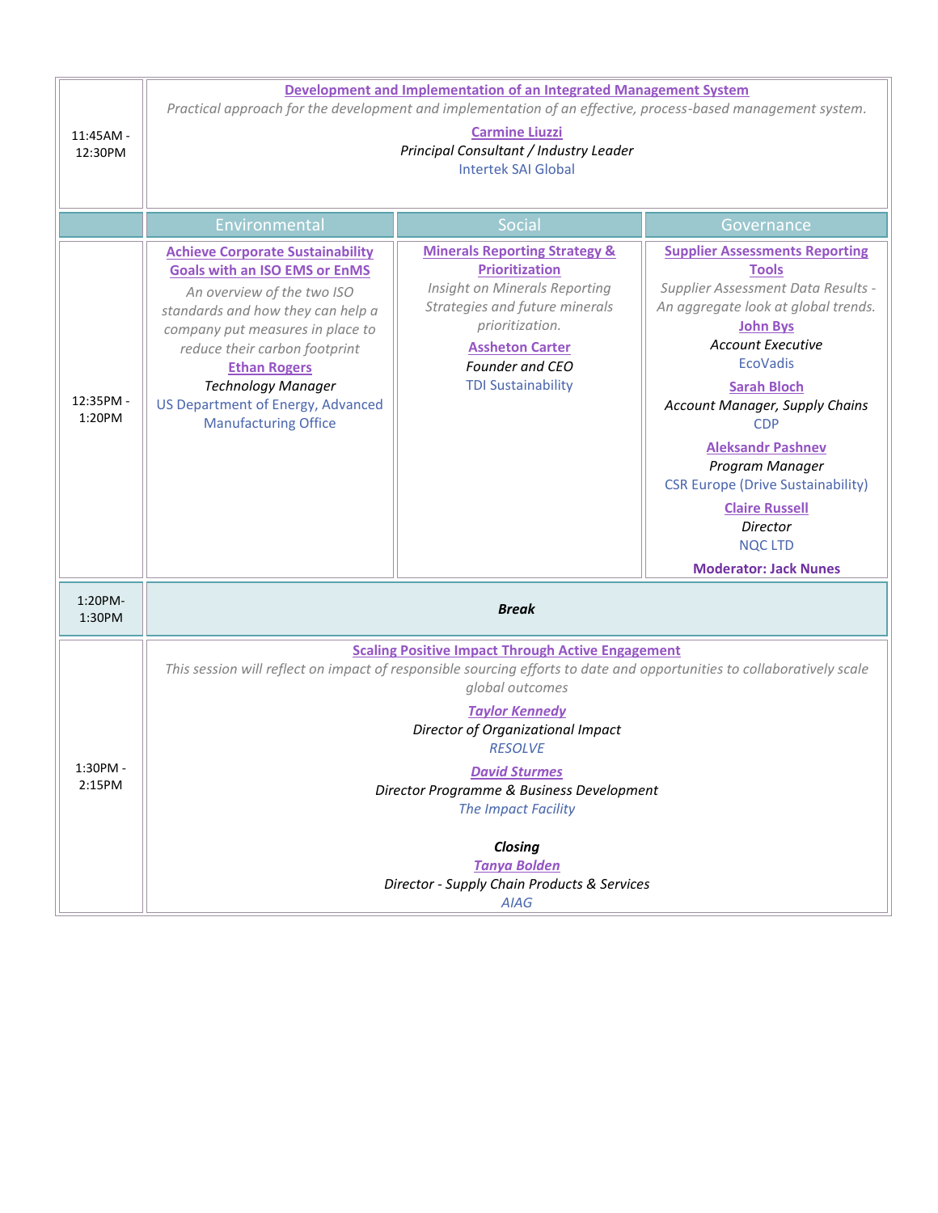| | | | |
|---|---|---|---|
| 11:45AM - 12:30PM | **Development and Implementation of an Integrated Management System**<br>*Practical approach for the development and implementation of an effective, process-based management system.*<br>**Carmine Liuzzi**<br>*Principal Consultant / Industry Leader*<br>Intertek SAI Global | | |
| | Environmental | Social | Governance |
| 12:35PM - 1:20PM | **Achieve Corporate Sustainability Goals with an ISO EMS or EnMS**<br>*An overview of the two ISO standards and how they can help a company put measures in place to reduce their carbon footprint*<br>**Ethan Rogers**<br>*Technology Manager*<br>US Department of Energy, Advanced Manufacturing Office | **Minerals Reporting Strategy & Prioritization**<br>*Insight on Minerals Reporting Strategies and future minerals prioritization.*<br>**Assheton Carter**<br>*Founder and CEO*<br>TDI Sustainability | **Supplier Assessments Reporting Tools**<br>*Supplier Assessment Data Results - An aggregate look at global trends.*<br>**John Bys**<br>*Account Executive*<br>EcoVadis<br>**Sarah Bloch**<br>*Account Manager, Supply Chains*<br>CDP<br>**Aleksandr Pashnev**<br>*Program Manager*<br>CSR Europe (Drive Sustainability)<br>**Claire Russell**<br>*Director*<br>NQC LTD<br>**Moderator: Jack Nunes** |
| 1:20PM-1:30PM | ***Break*** | | |
| 1:30PM - 2:15PM | **Scaling Positive Impact Through Active Engagement**<br>*This session will reflect on impact of responsible sourcing efforts to date and opportunities to collaboratively scale global outcomes*<br>***Taylor Kennedy***<br>*Director of Organizational Impact*<br>*RESOLVE*<br>***David Sturmes***<br>*Director Programme & Business Development*<br>*The Impact Facility*<br>***Closing***<br>***Tanya Bolden***<br>*Director - Supply Chain Products & Services*<br>*AIAG* | | |